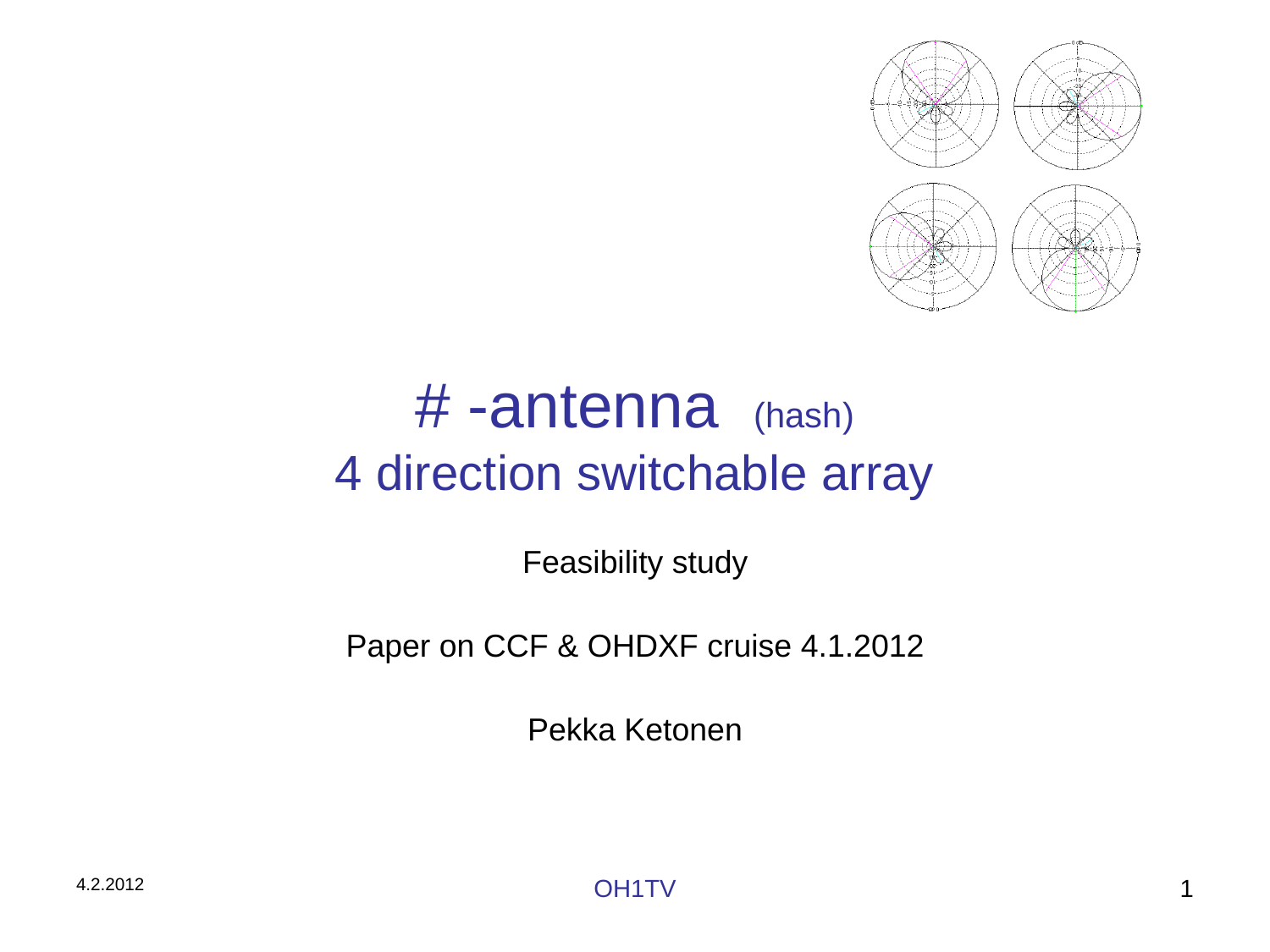# # -antenna (hash)
## 4 direction switchable array

Feasibility study

Paper on CCF & OHDXF cruise 4.1.2012

Pekka Ketonen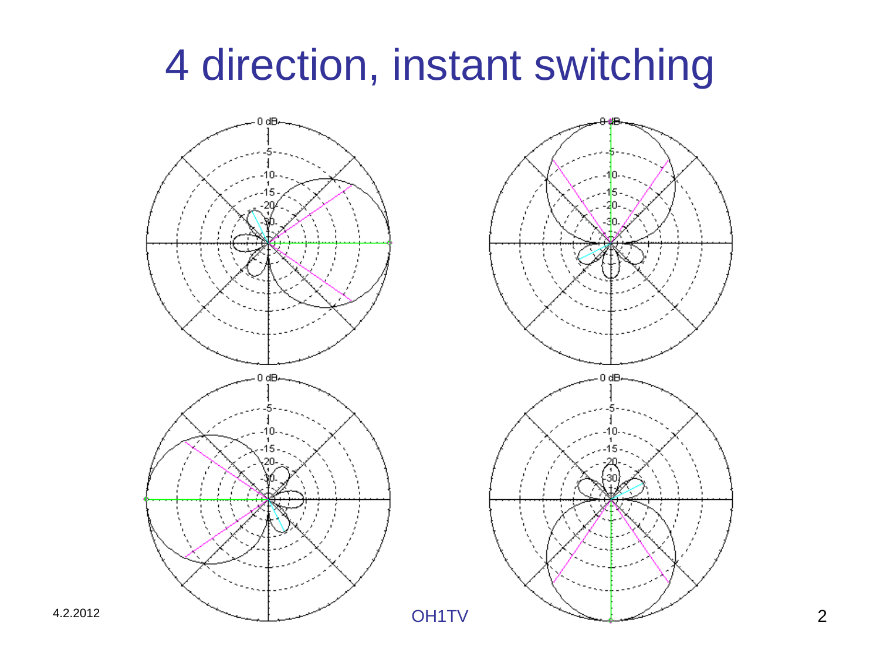# 4 direction, instant switching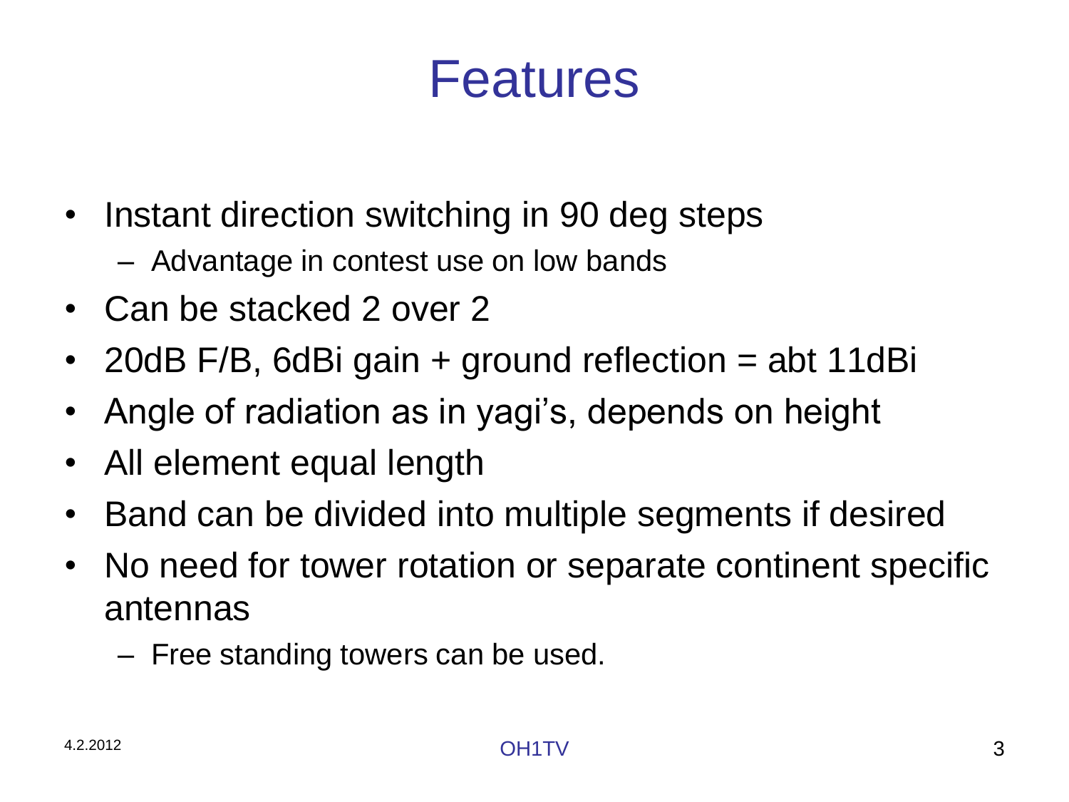# Features

- Instant direction switching in 90 deg steps
  - Advantage in contest use on low bands
- Can be stacked 2 over 2
- 20dB F/B, 6dBi gain + ground reflection = abt 11dBi
- Angle of radiation as in yagi's, depends on height
- All element equal length
- Band can be divided into multiple segments if desired
- No need for tower rotation or separate continent specific antennas
  - Free standing towers can be used.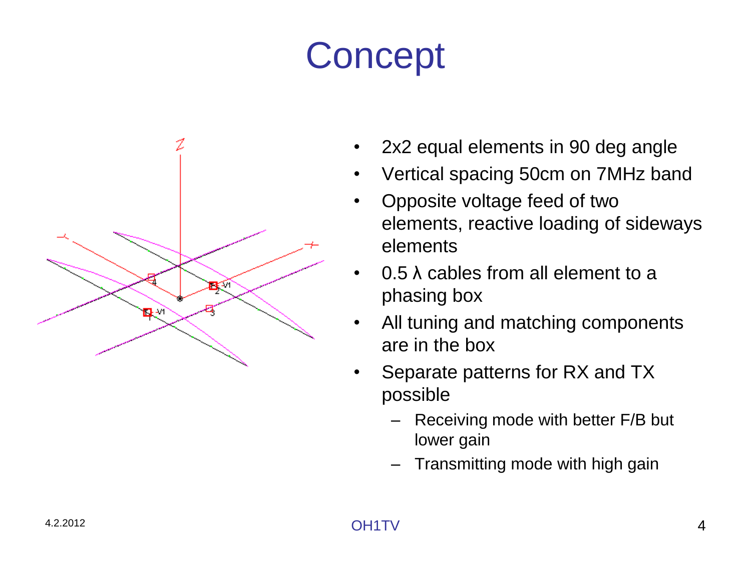# Concept

- 2x2 equal elements in 90 deg angle
- Vertical spacing 50cm on 7MHz band
- Opposite voltage feed of two elements, reactive loading of sideways elements
- 0.5 λ cables from all element to a phasing box
- All tuning and matching components are in the box
- Separate patterns for RX and TX possible
  - Receiving mode with better F/B but lower gain
  - Transmitting mode with high gain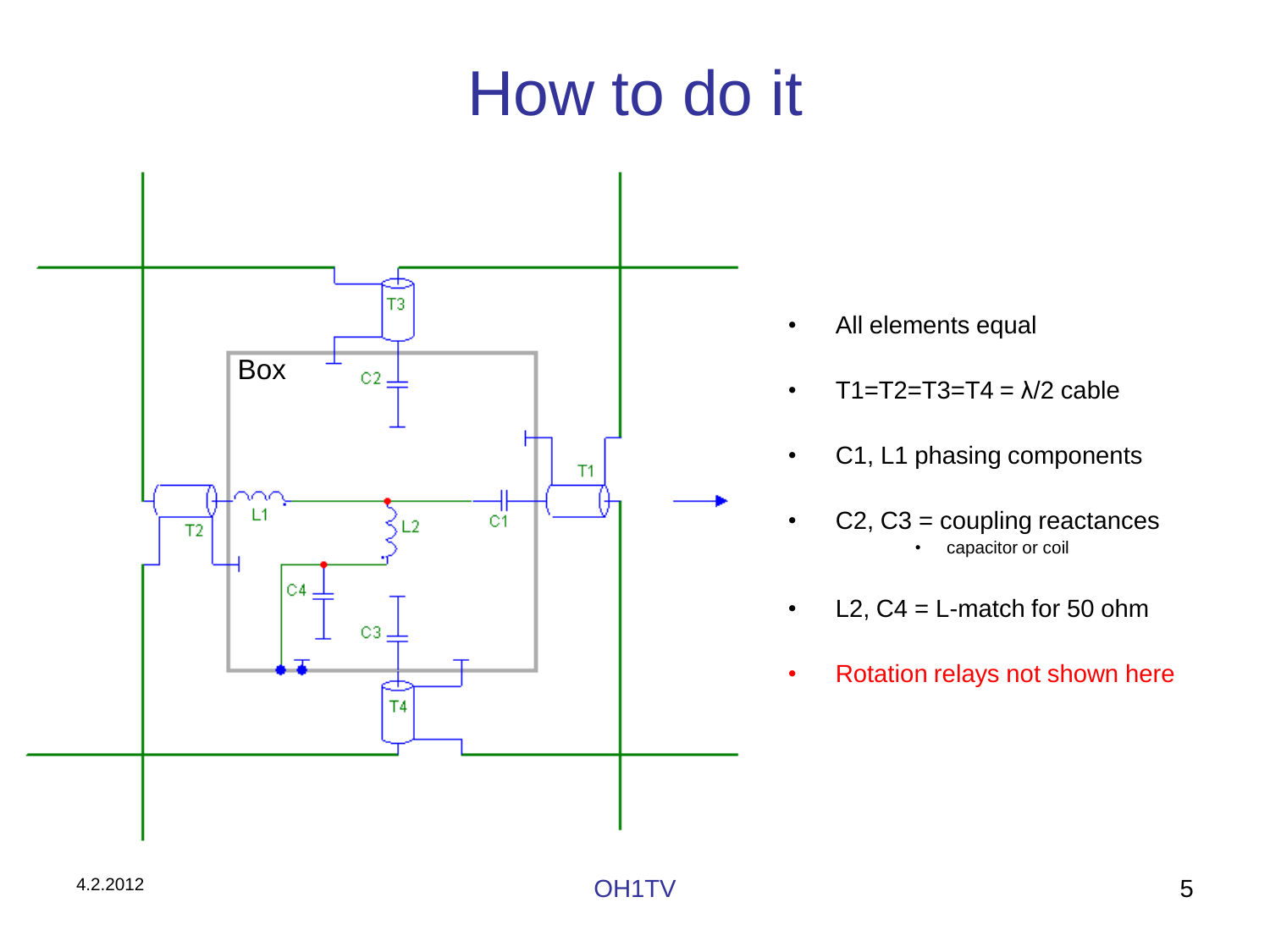# How to do it

- All elements equal
- T1=T2=T3=T4 = λ/2 cable
- C1, L1 phasing components
- C2, C3 = coupling reactances
  - capacitor or coil
- L2, C4 = L-match for 50 ohm
- Rotation relays not shown here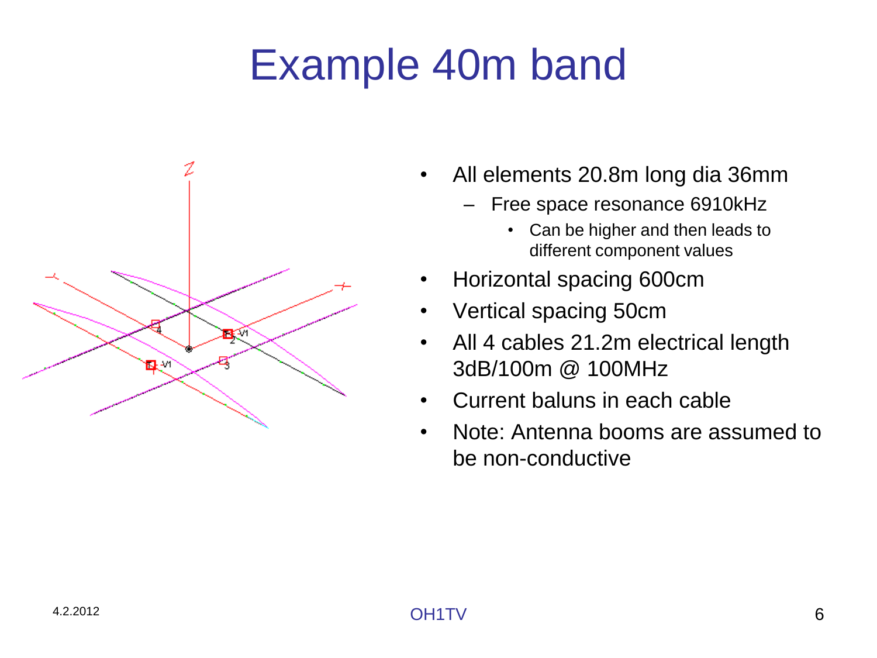# Example 40m band

- All elements 20.8m long dia 36mm
  - Free space resonance 6910kHz
    - Can be higher and then leads to different component values
- Horizontal spacing 600cm
- Vertical spacing 50cm
- All 4 cables 21.2m electrical length 3dB/100m @ 100MHz
- Current baluns in each cable
- Note: Antenna booms are assumed to be non-conductive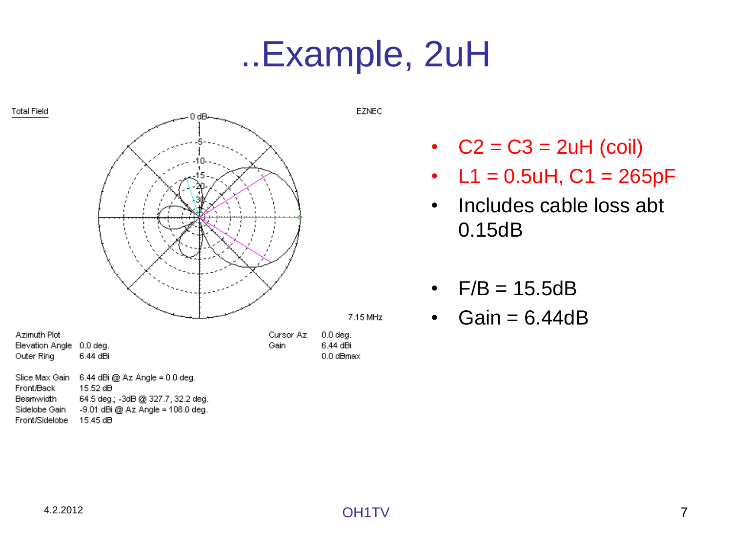# ..Example, 2uH

Total Field

EZNEC

7.15 MHz

Azimuth Plot
Elevation Angle 0.0 deg.
Outer Ring 6.44 dBi

Cursor Az 0.0 deg.
Gain 6.44 dBi
0.0 dBmax

Slice Max Gain 6.44 dBi @ Az Angle = 0.0 deg.
Front/Back 15.52 dB
Beamwidth 64.5 deg.; -3dB @ 327.7, 32.2 deg.
Sidelobe Gain -9.01 dBi @ Az Angle = 108.0 deg.
Front/Sidelobe 15.45 dB

- C2 = C3 = 2uH (coil)
- L1 = 0.5uH, C1 = 265pF
- Includes cable loss abt 0.15dB

- F/B = 15.5dB
- Gain = 6.44dB

4.2.2012

OH1TV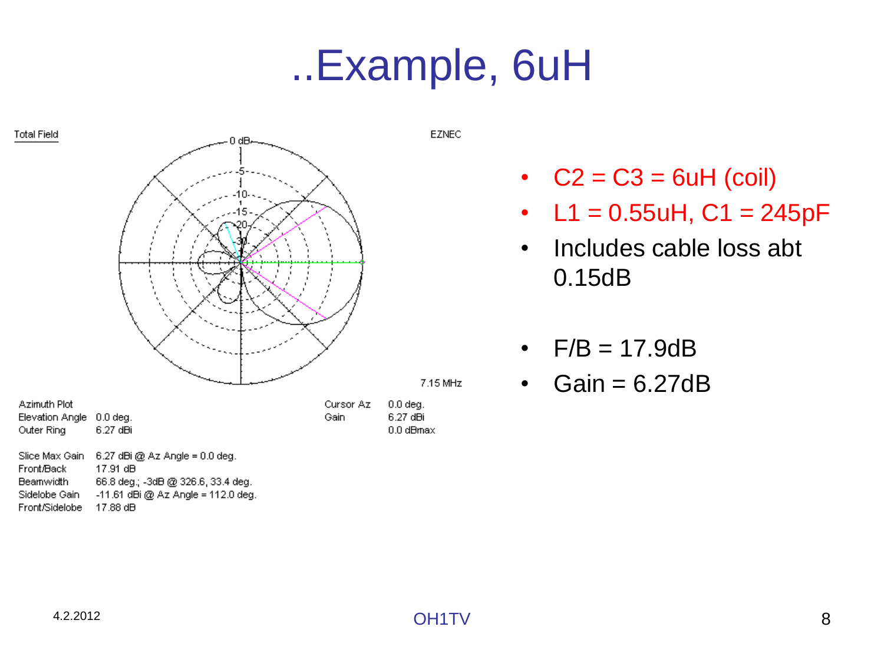# ..Example, 6uH

Total Field

EZNEC

7.15 MHz

| Azimuth Plot | | Cursor Az | 0.0 deg. |
|---|---|---|---|
| Elevation Angle | 0.0 deg. | Gain | 6.27 dBi |
| Outer Ring | 6.27 dBi | | 0.0 dBmax |

| | |
|---|---|
| Slice Max Gain | 6.27 dBi @ Az Angle = 0.0 deg. |
| Front/Back | 17.91 dB |
| Beamwidth | 66.8 deg.; -3dB @ 326.6, 33.4 deg. |
| Sidelobe Gain | -11.61 dBi @ Az Angle = 112.0 deg. |
| Front/Sidelobe | 17.88 dB |

- C2 = C3 = 6uH (coil)
- L1 = 0.55uH, C1 = 245pF
- Includes cable loss abt 0.15dB

- F/B = 17.9dB
- Gain = 6.27dB

4.2.2012

OH1TV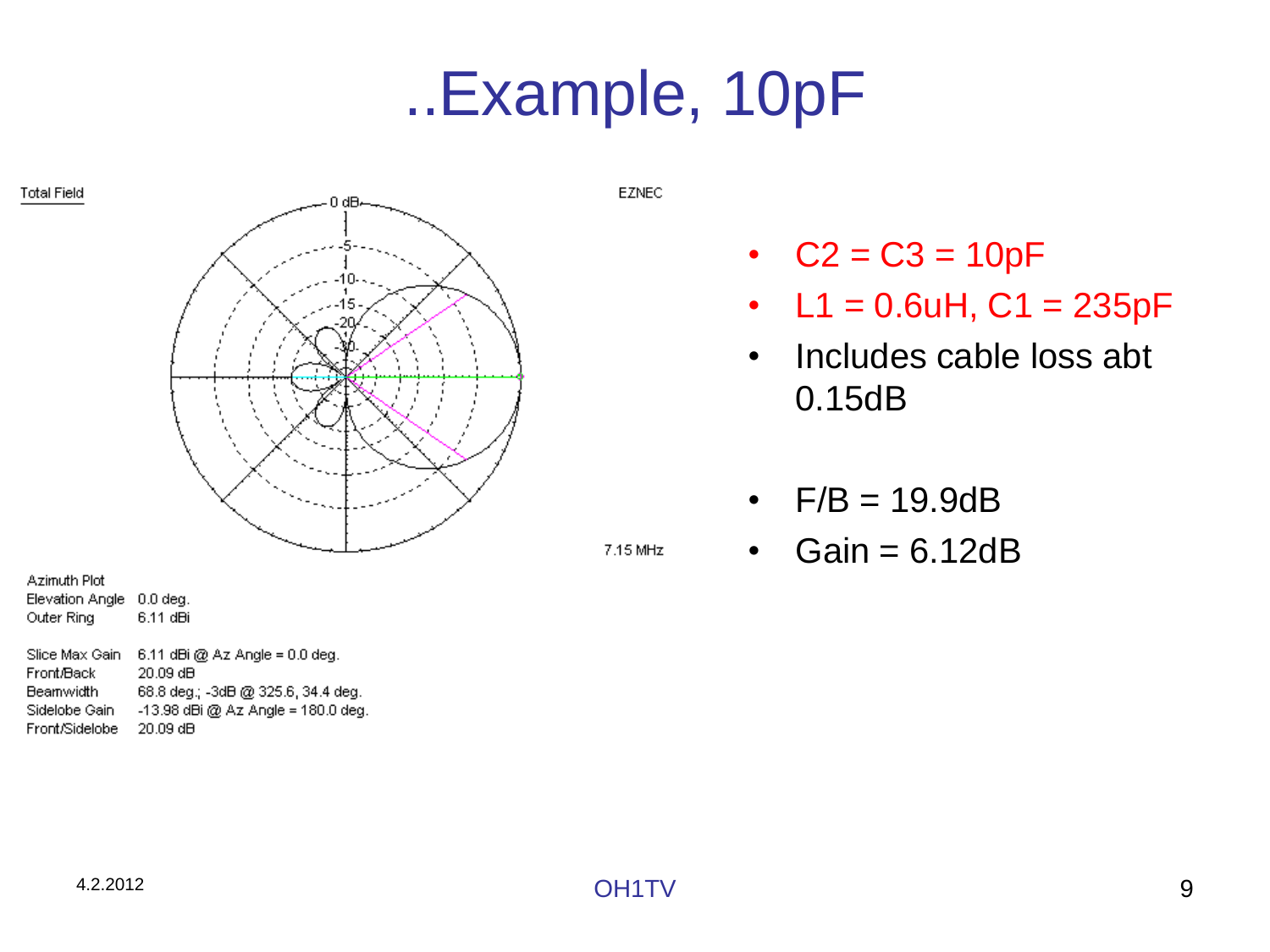# ..Example, 10pF

Total Field

EZNEC

7.15 MHz

Azimuth Plot
Elevation Angle 0.0 deg.
Outer Ring 6.11 dBi

Slice Max Gain 6.11 dBi @ Az Angle = 0.0 deg.
Front/Back 20.09 dB
Beamwidth 68.8 deg.; -3dB @ 325.6, 34.4 deg.
Sidelobe Gain -13.98 dBi @ Az Angle = 180.0 deg.
Front/Sidelobe 20.09 dB

- C2 = C3 = 10pF
- L1 = 0.6uH, C1 = 235pF
- Includes cable loss abt 0.15dB

- F/B = 19.9dB
- Gain = 6.12dB

4.2.2012

OH1TV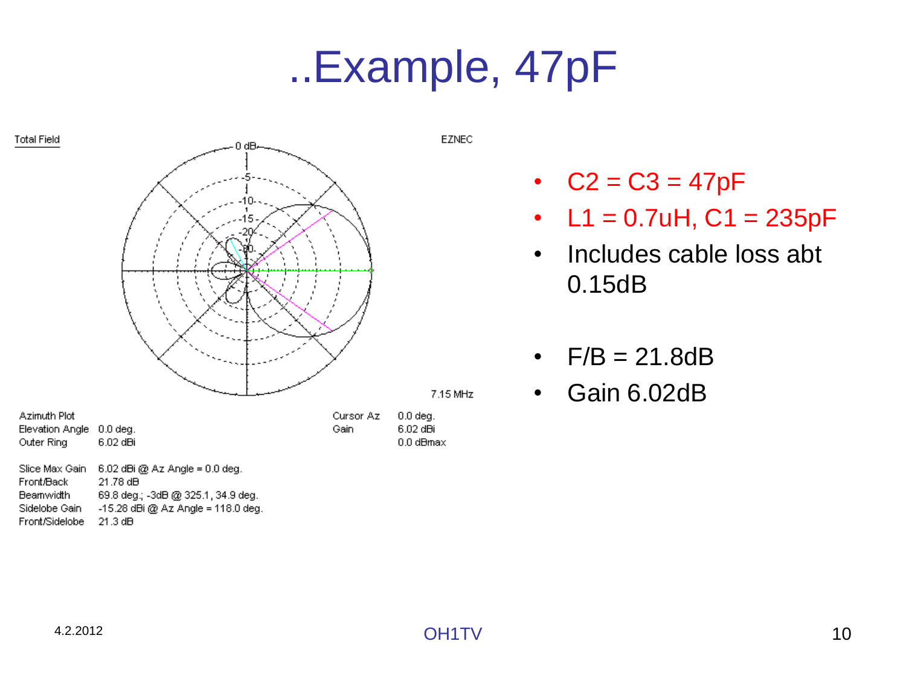# ..Example, 47pF

Total Field

EZNEC

7.15 MHz

| Azimuth Plot | | Cursor Az | 0.0 deg. |
|---|---|---|---|
| Elevation Angle | 0.0 deg. | Gain | 6.02 dBi |
| Outer Ring | 6.02 dBi | | 0.0 dBmax |

| | |
|---|---|
| Slice Max Gain | 6.02 dBi @ Az Angle = 0.0 deg. |
| Front/Back | 21.78 dB |
| Beamwidth | 69.8 deg.; -3dB @ 325.1, 34.9 deg. |
| Sidelobe Gain | -15.28 dBi @ Az Angle = 118.0 deg. |
| Front/Sidelobe | 21.3 dB |

- C2 = C3 = 47pF
- L1 = 0.7uH, C1 = 235pF
- Includes cable loss abt 0.15dB

- F/B = 21.8dB
- Gain 6.02dB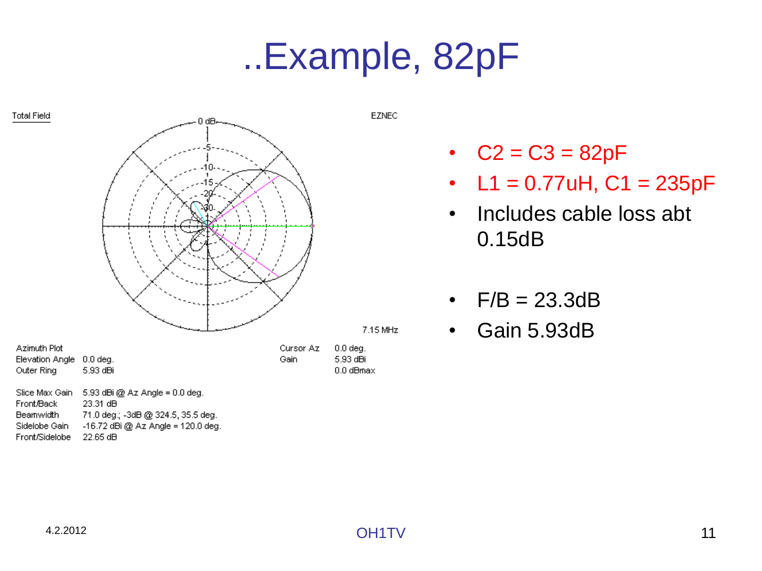# ..Example, 82pF

Total Field

EZNEC

7.15 MHz

Azimuth Plot
Elevation Angle 0.0 deg.
Outer Ring 5.93 dBi

Cursor Az 0.0 deg.
Gain 5.93 dBi
0.0 dBmax

Slice Max Gain 5.93 dBi @ Az Angle = 0.0 deg.
Front/Back 23.31 dB
Beamwidth 71.0 deg.; -3dB @ 324.5, 35.5 deg.
Sidelobe Gain -16.72 dBi @ Az Angle = 120.0 deg.
Front/Sidelobe 22.65 dB

- C2 = C3 = 82pF
- L1 = 0.77uH, C1 = 235pF
- Includes cable loss abt 0.15dB

- F/B = 23.3dB
- Gain 5.93dB

4.2.2012

OH1TV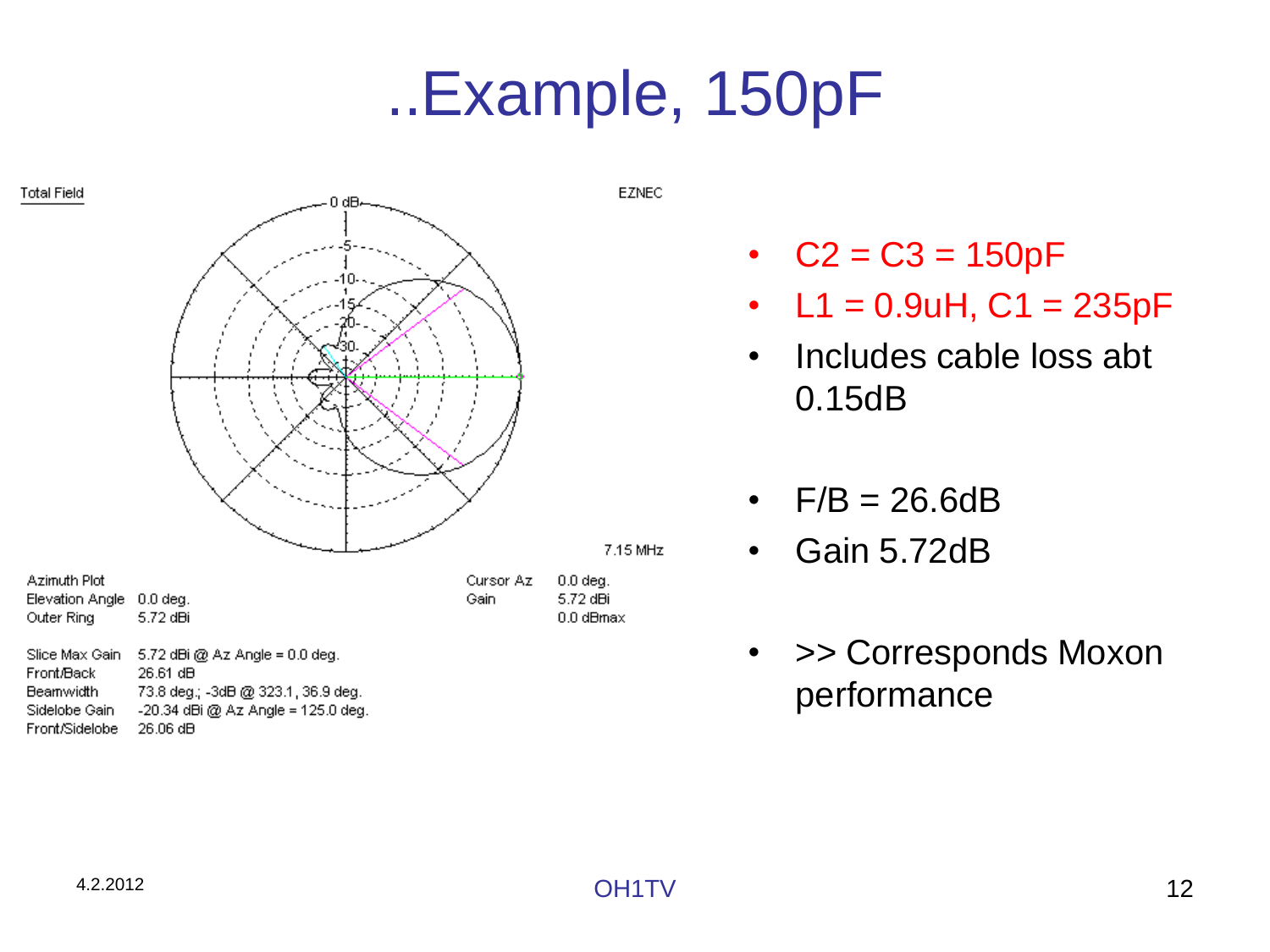# ..Example, 150pF

Total Field — EZNEC

7.15 MHz

| | | | |
|---|---|---|---|
| Azimuth Plot | | Cursor Az | 0.0 deg. |
| Elevation Angle | 0.0 deg. | Gain | 5.72 dBi |
| Outer Ring | 5.72 dBi | | 0.0 dBmax |

| | |
|---|---|
| Slice Max Gain | 5.72 dBi @ Az Angle = 0.0 deg. |
| Front/Back | 26.61 dB |
| Beamwidth | 73.8 deg.; -3dB @ 323.1, 36.9 deg. |
| Sidelobe Gain | -20.34 dBi @ Az Angle = 125.0 deg. |
| Front/Sidelobe | 26.06 dB |

- C2 = C3 = 150pF
- L1 = 0.9uH, C1 = 235pF
- Includes cable loss abt 0.15dB

- F/B = 26.6dB
- Gain 5.72dB

- >> Corresponds Moxon performance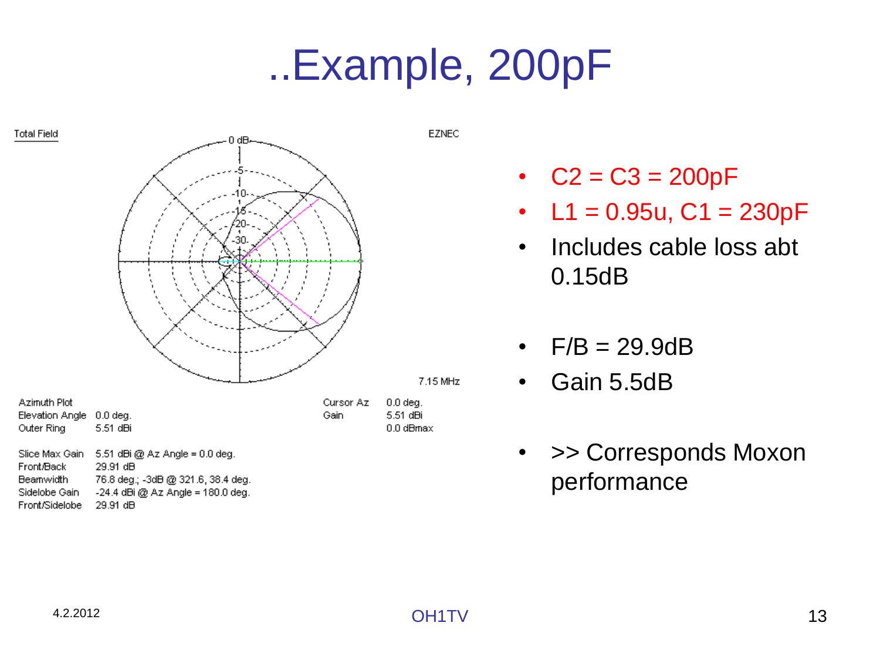# ..Example, 200pF

Total Field

EZNEC

7.15 MHz

| | |
|---|---|
| Azimuth Plot | |
| Elevation Angle | 0.0 deg. |
| Outer Ring | 5.51 dBi |

| | |
|---|---|
| Cursor Az | 0.0 deg. |
| Gain | 5.51 dBi |
| | 0.0 dBmax |

| | |
|---|---|
| Slice Max Gain | 5.51 dBi @ Az Angle = 0.0 deg. |
| Front/Back | 29.91 dB |
| Beamwidth | 76.8 deg.; -3dB @ 321.6, 38.4 deg. |
| Sidelobe Gain | -24.4 dBi @ Az Angle = 180.0 deg. |
| Front/Sidelobe | 29.91 dB |

- C2 = C3 = 200pF
- L1 = 0.95u, C1 = 230pF
- Includes cable loss abt 0.15dB

- F/B = 29.9dB
- Gain 5.5dB

- >> Corresponds Moxon performance

4.2.2012

OH1TV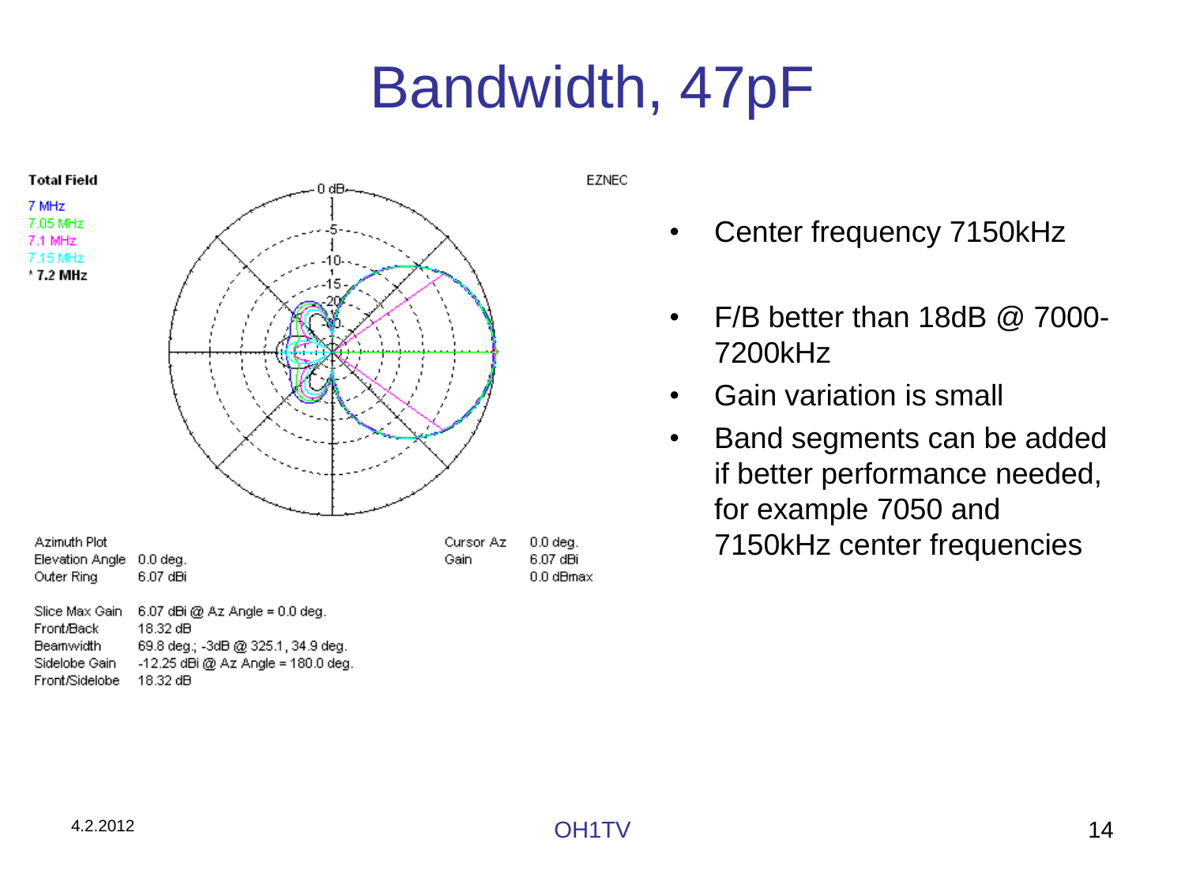# Bandwidth, 47pF

Total Field

7 MHz
7.05 MHz
7.1 MHz
7.15 MHz
* 7.2 MHz

EZNEC

| | | | |
|---|---|---|---|
| Azimuth Plot | | Cursor Az | 0.0 deg. |
| Elevation Angle | 0.0 deg. | Gain | 6.07 dBi |
| Outer Ring | 6.07 dBi | | 0.0 dBmax |

| | |
|---|---|
| Slice Max Gain | 6.07 dBi @ Az Angle = 0.0 deg. |
| Front/Back | 18.32 dB |
| Beamwidth | 69.8 deg.; -3dB @ 325.1, 34.9 deg. |
| Sidelobe Gain | -12.25 dBi @ Az Angle = 180.0 deg. |
| Front/Sidelobe | 18.32 dB |

- Center frequency 7150kHz
- F/B better than 18dB @ 7000-7200kHz
- Gain variation is small
- Band segments can be added if better performance needed, for example 7050 and 7150kHz center frequencies

4.2.2012

OH1TV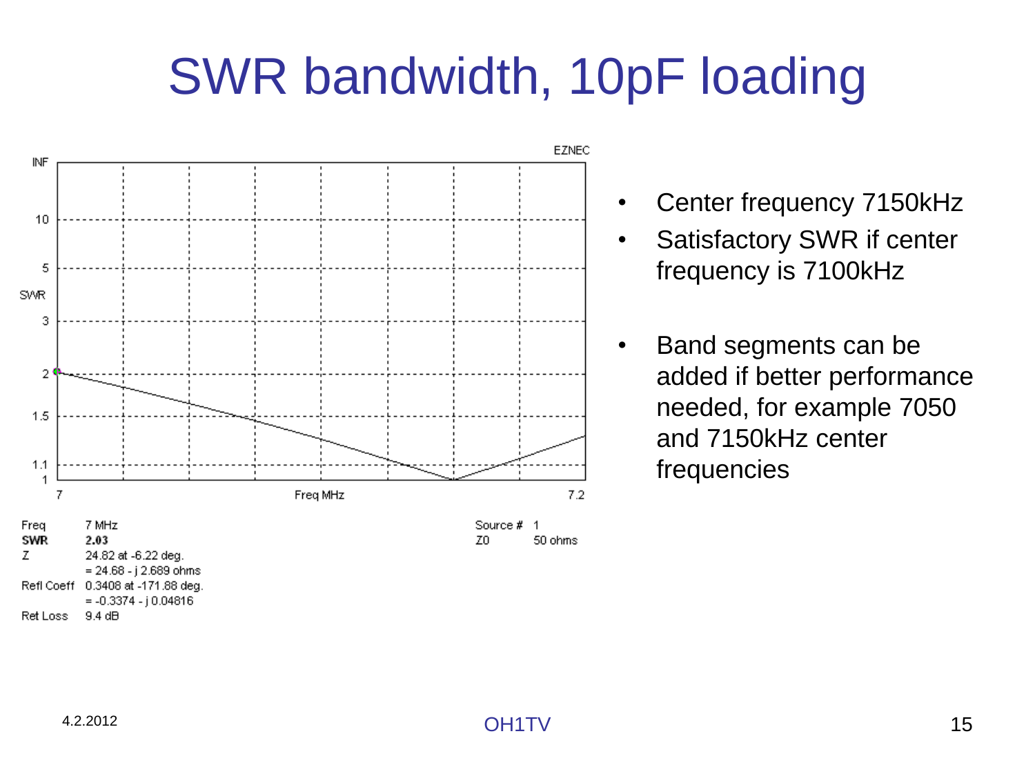# SWR bandwidth, 10pF loading

EZNEC

| Freq | 7 MHz |
| --- | --- |
| **SWR** | **2.03** |
| Z | 24.82 at -6.22 deg. |
| | = 24.68 - j 2.689 ohms |
| Refl Coeff | 0.3408 at -171.88 deg. |
| | = -0.3374 - j 0.04816 |
| Ret Loss | 9.4 dB |

| Source # | 1 |
| --- | --- |
| Z0 | 50 ohms |

- Center frequency 7150kHz
- Satisfactory SWR if center frequency is 7100kHz
- Band segments can be added if better performance needed, for example 7050 and 7150kHz center frequencies

4.2.2012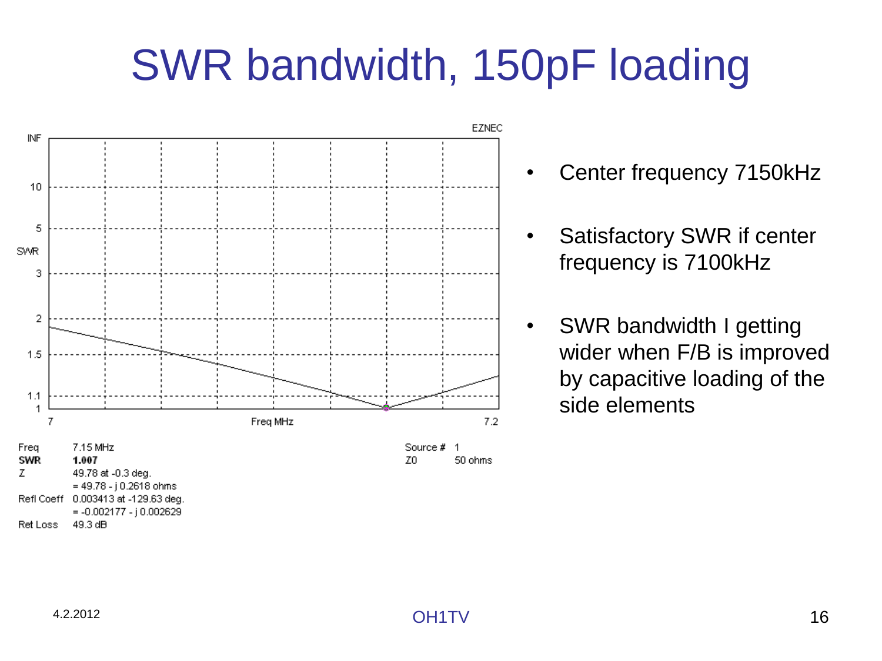# SWR bandwidth, 150pF loading

EZNEC

| Freq | 7.15 MHz |
| --- | --- |
| **SWR** | **1.007** |
| Z | 49.78 at -0.3 deg. |
| | = 49.78 - j 0.2618 ohms |
| Refl Coeff | 0.003413 at -129.63 deg. |
| | = -0.002177 - j 0.002629 |
| Ret Loss | 49.3 dB |

Source # 1
Z0 50 ohms

- Center frequency 7150kHz
- Satisfactory SWR if center frequency is 7100kHz
- SWR bandwidth I getting wider when F/B is improved by capacitive loading of the side elements

4.2.2012

OH1TV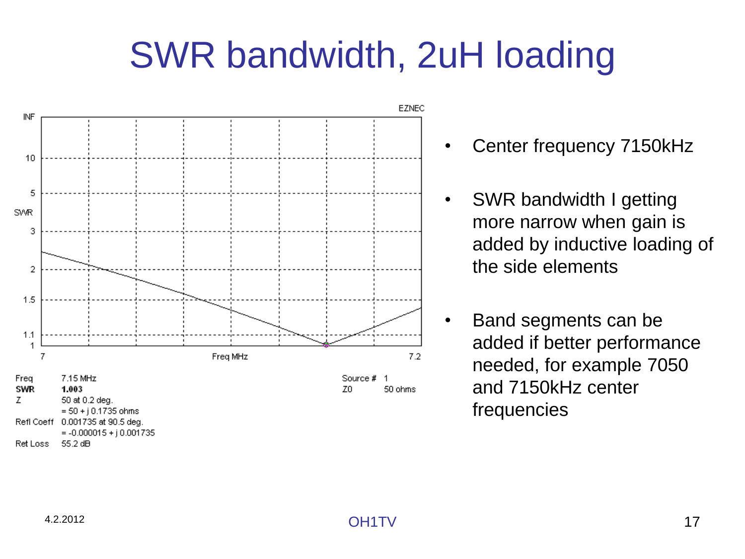# SWR bandwidth, 2uH loading

EZNEC

Freq 7.15 MHz
**SWR 1.003**
Z 50 at 0.2 deg.
= 50 + j 0.1735 ohms
Refl Coeff 0.001735 at 90.5 deg.
= -0.000015 + j 0.001735
Ret Loss 55.2 dB

Source # 1
Z0 50 ohms

- Center frequency 7150kHz
- SWR bandwidth I getting more narrow when gain is added by inductive loading of the side elements
- Band segments can be added if better performance needed, for example 7050 and 7150kHz center frequencies

4.2.2012

OH1TV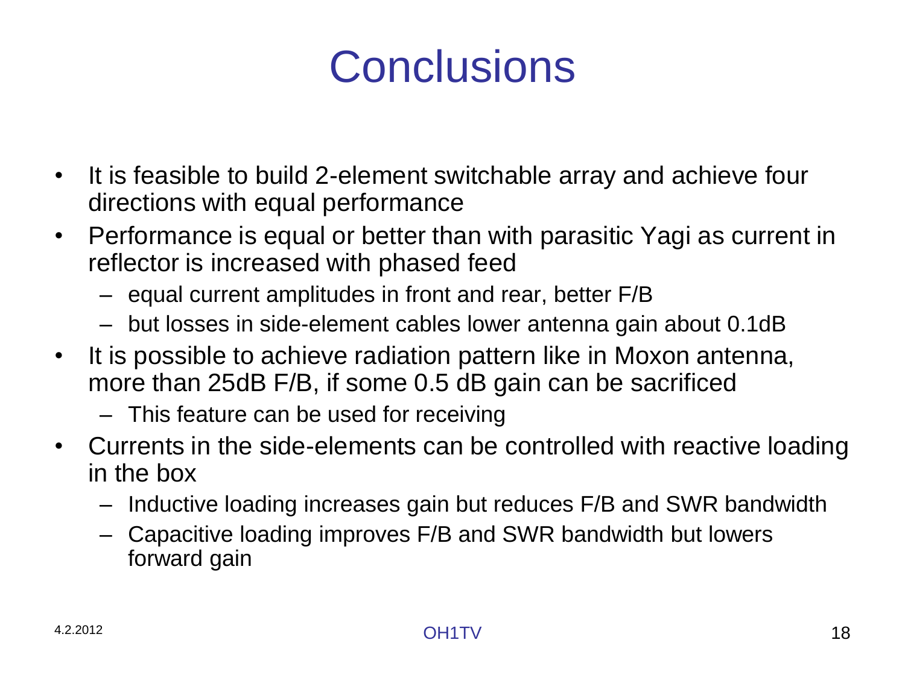# Conclusions

- It is feasible to build 2-element switchable array and achieve four directions with equal performance
- Performance is equal or better than with parasitic Yagi as current in reflector is increased with phased feed
  - equal current amplitudes in front and rear, better F/B
  - but losses in side-element cables lower antenna gain about 0.1dB
- It is possible to achieve radiation pattern like in Moxon antenna, more than 25dB F/B, if some 0.5 dB gain can be sacrificed
  - This feature can be used for receiving
- Currents in the side-elements can be controlled with reactive loading in the box
  - Inductive loading increases gain but reduces F/B and SWR bandwidth
  - Capacitive loading improves F/B and SWR bandwidth but lowers forward gain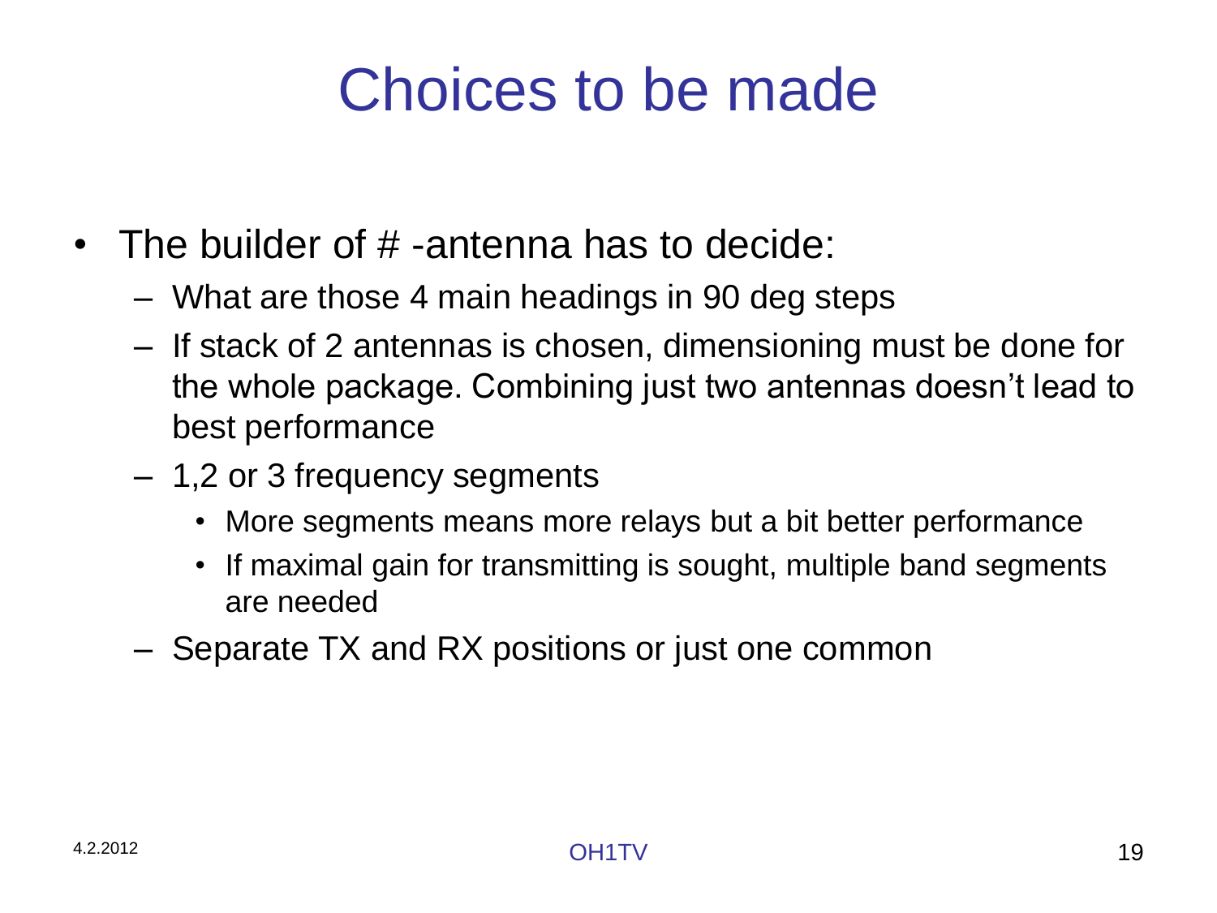# Choices to be made

- The builder of # -antenna has to decide:
  - What are those 4 main headings in 90 deg steps
  - If stack of 2 antennas is chosen, dimensioning must be done for the whole package. Combining just two antennas doesn't lead to best performance
  - 1,2 or 3 frequency segments
    - More segments means more relays but a bit better performance
    - If maximal gain for transmitting is sought, multiple band segments are needed
  - Separate TX and RX positions or just one common